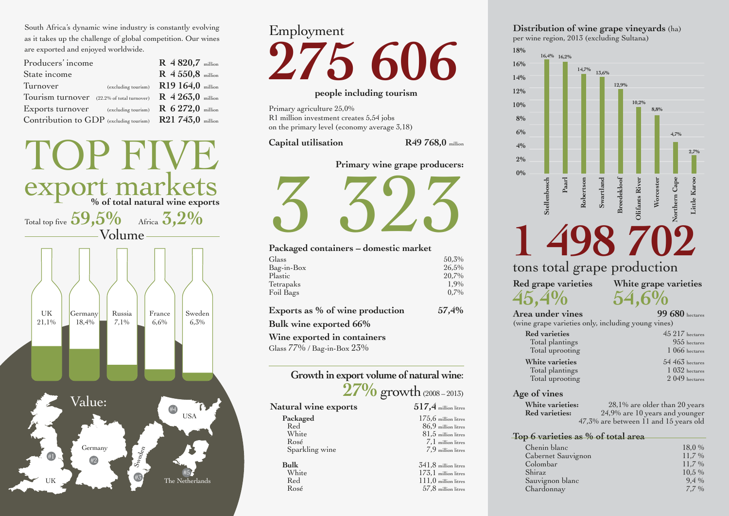South Africa's dynamic wine industry is constantly evolving as it takes up the challenge of global competition. Our wines are exported and enjoyed worldwide.

| | | |
|---|---|---|
| Producers' income | | R 4 820,7 million |
| State income | | R 4 550,8 million |
| Turnover | (excluding tourism) | R19 164,0 million |
| Tourism turnover | (22.2% of total turnover) | R 4 263,0 million |
| Exports turnover | (excluding tourism) | R 6 272,0 million |
| Contribution to GDP | (excluding tourism) | R21 743,0 million |

# TOP FIVE export markets

**% of total natural wine exports**

Total top five **59,5%** Africa **3,2%**

## Volume

UK 21,1%

Germany 18,4%

Russia 7,1%

France 6,6%

Sweden 6,3%

## Value:

#1 UK

#2 Germany

#3 Sweden

#4 USA

#5 The Netherlands

## Employment

# 275 606

**people including tourism**

Primary agriculture 25,0%
R1 million investment creates 5,54 jobs on the primary level (economy average 3,18)

| | |
|---|---|
| **Capital utilisation** | **R49 768,0** million |

**Primary wine grape producers:**

# 3 323

**Packaged containers – domestic market**

| | |
|---|---|
| Glass | 50,3% |
| Bag-in-Box | 26,5% |
| Plastic | 20,7% |
| Tetrapaks | 1,9% |
| Foil Bags | 0,7% |

**Exports as % of wine production** **57,4%**

**Bulk wine exported 66%**

**Wine exported in containers**
Glass 77% / Bag-in-Box 23%

**Growth in export volume of natural wine:**
**27%** growth (2008 – 2013)

| | |
|---|---|
| **Natural wine exports** | **517,4** million litres |
| **Packaged** | 175,6 million litres |
| Red | 86,9 million litres |
| White | 81,5 million litres |
| Rosé | 7,1 million litres |
| Sparkling wine | 7,9 million litres |
| **Bulk** | 341,8 million litres |
| White | 173,1 million litres |
| Red | 111,0 million litres |
| Rosé | 57,8 million litres |

**Distribution of wine grape vineyards** (ha)
per wine region, 2013 (excluding Sultana)

18%
16%
14%
12%
10%
8%
6%
4%
2%
0%

Stellenbosch 16,4%
Paarl 16,2%
Robertson 14,7%
Swartland 13,6%
Breedekloof 12,9%
Olifants River 10,2%
Worcester 8,8%
Northern Cape 4,7%
Little Karoo 2,7%

# 1 498 702

tons total grape production

**Red grape varieties** **45,4%**
**White grape varieties** **54,6%**

**Area under vines** **99 680** hectares
(wine grape varieties only, including young vines)

| | |
|---|---|
| **Red varieties** | 45 217 hectares |
| Total plantings | 955 hectares |
| Total uprooting | 1 066 hectares |
| **White varieties** | 54 463 hectares |
| Total plantings | 1 032 hectares |
| Total uprooting | 2 049 hectares |

**Age of vines**

**White varieties:** 28,1% are older than 20 years
**Red varieties:** 24,9% are 10 years and younger
47,3% are between 11 and 15 years old

**Top 6 varieties as % of total area**

| | |
|---|---|
| Chenin blanc | 18,0 % |
| Cabernet Sauvignon | 11,7 % |
| Colombar | 11,7 % |
| Shiraz | 10,5 % |
| Sauvignon blanc | 9,4 % |
| Chardonnay | 7,7 % |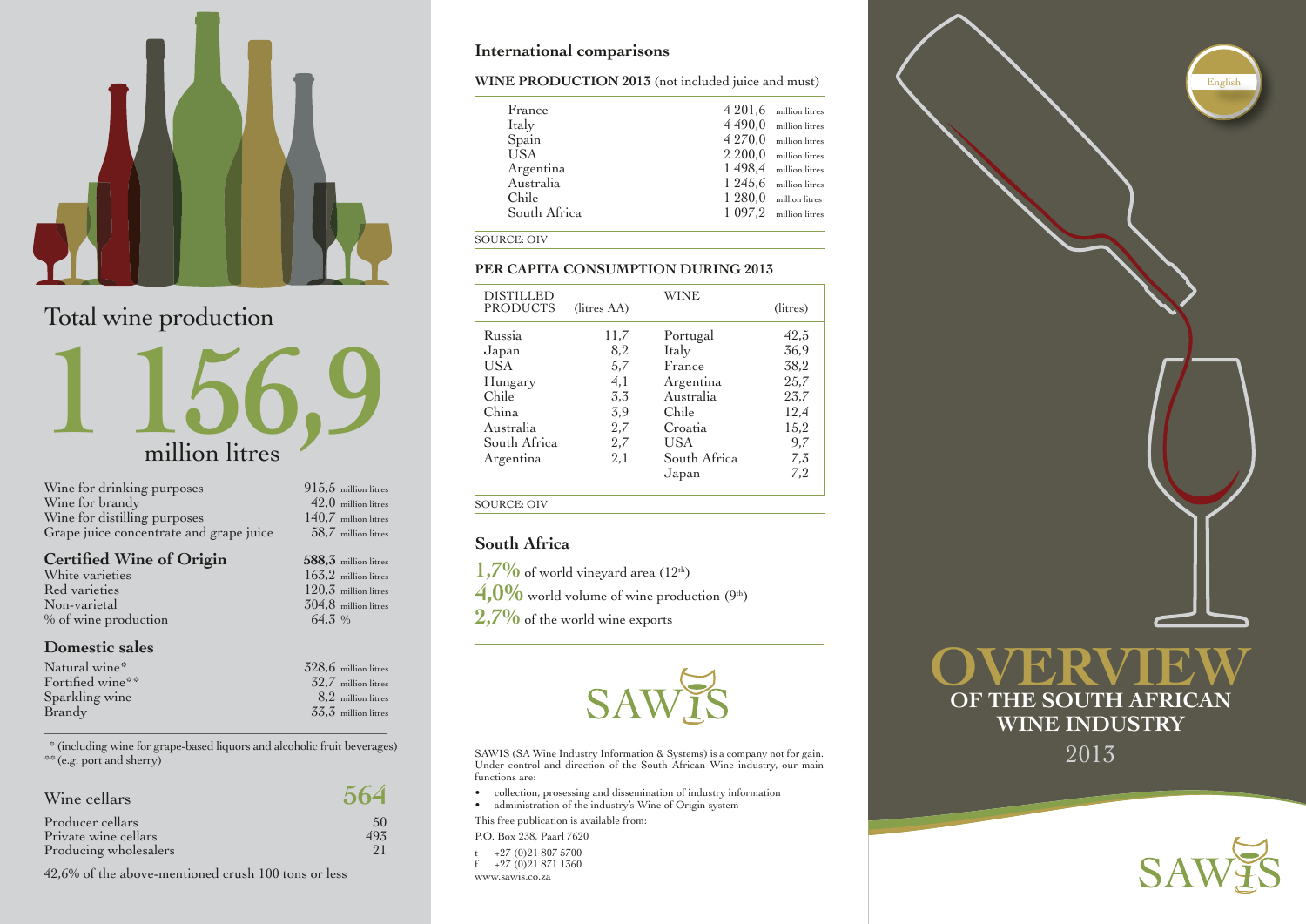# Total wine production

**1 156,9** million litres

| | |
|---|---|
| Wine for drinking purposes | 915,5 million litres |
| Wine for brandy | 42,0 million litres |
| Wine for distilling purposes | 140,7 million litres |
| Grape juice concentrate and grape juice | 58,7 million litres |

| | |
|---|---|
| **Certified Wine of Origin** | **588,3** million litres |
| White varieties | 163,2 million litres |
| Red varieties | 120,3 million litres |
| Non-varietal | 304,8 million litres |
| % of wine production | 64,3 % |

## Domestic sales

| | |
|---|---|
| Natural wine* | 328,6 million litres |
| Fortified wine** | 32,7 million litres |
| Sparkling wine | 8,2 million litres |
| Brandy | 33,3 million litres |

\* (including wine for grape-based liquors and alcoholic fruit beverages)
\** (e.g. port and sherry)

| | |
|---|---|
| Wine cellars | **564** |
| Producer cellars | 50 |
| Private wine cellars | 493 |
| Producing wholesalers | 21 |

42,6% of the above-mentioned crush 100 tons or less

## International comparisons

**WINE PRODUCTION 2013** (not included juice and must)

| | |
|---|---|
| France | 4 201,6 million litres |
| Italy | 4 490,0 million litres |
| Spain | 4 270,0 million litres |
| USA | 2 200,0 million litres |
| Argentina | 1 498,4 million litres |
| Australia | 1 245,6 million litres |
| Chile | 1 280,0 million litres |
| South Africa | 1 097,2 million litres |

SOURCE: OIV

**PER CAPITA CONSUMPTION DURING 2013**

| DISTILLED PRODUCTS | (litres AA) | WINE | (litres) |
|---|---|---|---|
| Russia | 11,7 | Portugal | 42,5 |
| Japan | 8,2 | Italy | 36,9 |
| USA | 5,7 | France | 38,2 |
| Hungary | 4,1 | Argentina | 25,7 |
| Chile | 3,3 | Australia | 23,7 |
| China | 3,9 | Chile | 12,4 |
| Australia | 2,7 | Croatia | 15,2 |
| South Africa | 2,7 | USA | 9,7 |
| Argentina | 2,1 | South Africa | 7,3 |
| | | Japan | 7,2 |

SOURCE: OIV

## South Africa

**1,7%** of world vineyard area (12th)

**4,0%** world volume of wine production (9th)

**2,7%** of the world wine exports

SAWIS

SAWIS (SA Wine Industry Information & Systems) is a company not for gain. Under control and direction of the South African Wine industry, our main functions are:

- collection, prossesing and dissemination of industry information
- administration of the industry's Wine of Origin system

This free publication is available from:

P.O. Box 238, Paarl 7620

t +27 (0)21 807 5700
f +27 (0)21 871 1360
www.sawis.co.za

English

# OVERVIEW

## OF THE SOUTH AFRICAN WINE INDUSTRY

2013

SAWIS